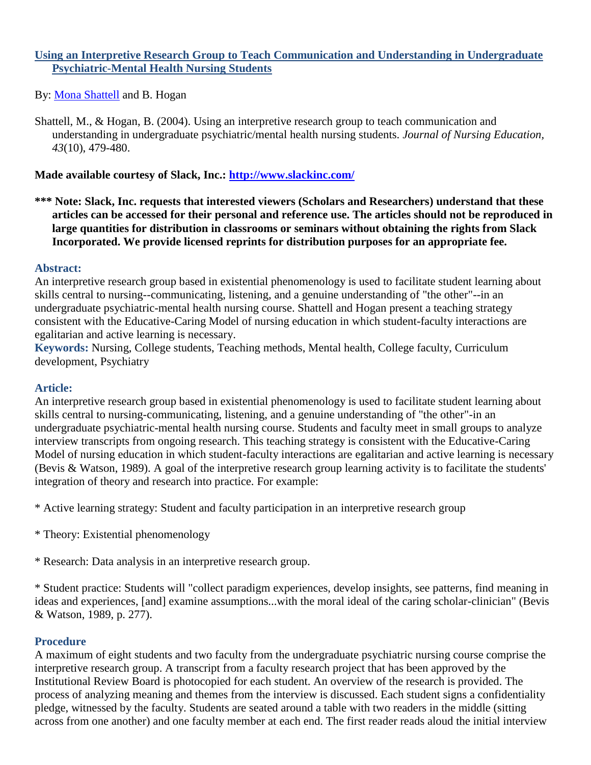# [Using an Interpretive Research Group to Teach Communication and Understanding in Undergraduate Psychiatric-Mental Health Nursing Students](#)

By: [Mona Shattell](#) and B. Hogan

Shattell, M., & Hogan, B. (2004). Using an interpretive research group to teach communication and understanding in undergraduate psychiatric/mental health nursing students. *Journal of Nursing Education, 43*(10), 479-480.

**Made available courtesy of Slack, Inc.: [http://www.slackinc.com/](http://www.slackinc.com/)**

**\*\*\* Note: Slack, Inc. requests that interested viewers (Scholars and Researchers) understand that these articles can be accessed for their personal and reference use. The articles should not be reproduced in large quantities for distribution in classrooms or seminars without obtaining the rights from Slack Incorporated. We provide licensed reprints for distribution purposes for an appropriate fee.**

### Abstract:

An interpretive research group based in existential phenomenology is used to facilitate student learning about skills central to nursing--communicating, listening, and a genuine understanding of "the other"--in an undergraduate psychiatric-mental health nursing course. Shattell and Hogan present a teaching strategy consistent with the Educative-Caring Model of nursing education in which student-faculty interactions are egalitarian and active learning is necessary.

**Keywords:** Nursing, College students, Teaching methods, Mental health, College faculty, Curriculum development, Psychiatry

### Article:

An interpretive research group based in existential phenomenology is used to facilitate student learning about skills central to nursing-communicating, listening, and a genuine understanding of "the other"-in an undergraduate psychiatric-mental health nursing course. Students and faculty meet in small groups to analyze interview transcripts from ongoing research. This teaching strategy is consistent with the Educative-Caring Model of nursing education in which student-faculty interactions are egalitarian and active learning is necessary (Bevis & Watson, 1989). A goal of the interpretive research group learning activity is to facilitate the students' integration of theory and research into practice. For example:

* Active learning strategy: Student and faculty participation in an interpretive research group

* Theory: Existential phenomenology

* Research: Data analysis in an interpretive research group.

* Student practice: Students will "collect paradigm experiences, develop insights, see patterns, find meaning in ideas and experiences, [and] examine assumptions...with the moral ideal of the caring scholar-clinician" (Bevis & Watson, 1989, p. 277).

### Procedure

A maximum of eight students and two faculty from the undergraduate psychiatric nursing course comprise the interpretive research group. A transcript from a faculty research project that has been approved by the Institutional Review Board is photocopied for each student. An overview of the research is provided. The process of analyzing meaning and themes from the interview is discussed. Each student signs a confidentiality pledge, witnessed by the faculty. Students are seated around a table with two readers in the middle (sitting across from one another) and one faculty member at each end. The first reader reads aloud the initial interview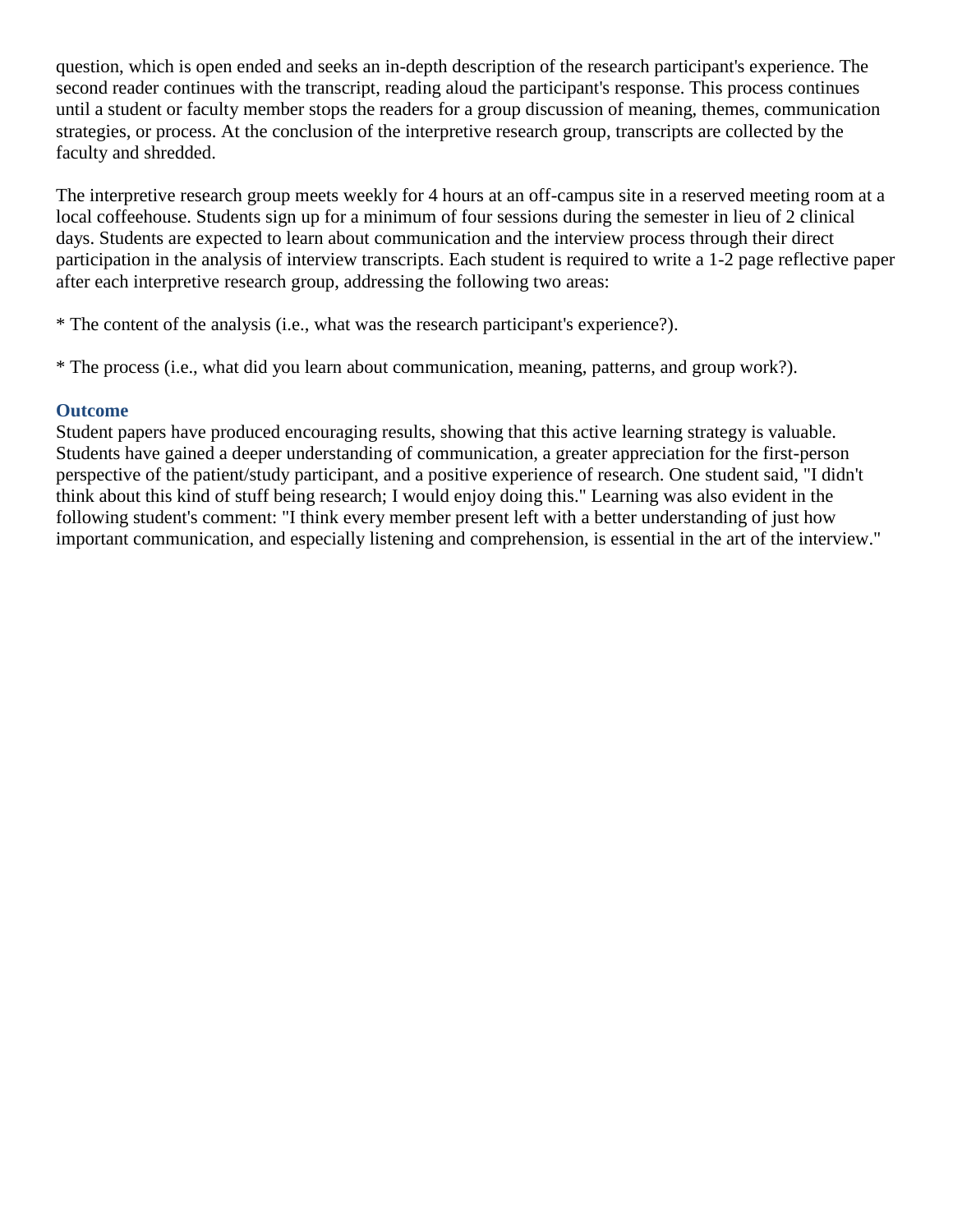question, which is open ended and seeks an in-depth description of the research participant's experience. The second reader continues with the transcript, reading aloud the participant's response. This process continues until a student or faculty member stops the readers for a group discussion of meaning, themes, communication strategies, or process. At the conclusion of the interpretive research group, transcripts are collected by the faculty and shredded.

The interpretive research group meets weekly for 4 hours at an off-campus site in a reserved meeting room at a local coffeehouse. Students sign up for a minimum of four sessions during the semester in lieu of 2 clinical days. Students are expected to learn about communication and the interview process through their direct participation in the analysis of interview transcripts. Each student is required to write a 1-2 page reflective paper after each interpretive research group, addressing the following two areas:

* The content of the analysis (i.e., what was the research participant's experience?).

* The process (i.e., what did you learn about communication, meaning, patterns, and group work?).

### Outcome

Student papers have produced encouraging results, showing that this active learning strategy is valuable. Students have gained a deeper understanding of communication, a greater appreciation for the first-person perspective of the patient/study participant, and a positive experience of research. One student said, "I didn't think about this kind of stuff being research; I would enjoy doing this." Learning was also evident in the following student's comment: "I think every member present left with a better understanding of just how important communication, and especially listening and comprehension, is essential in the art of the interview."